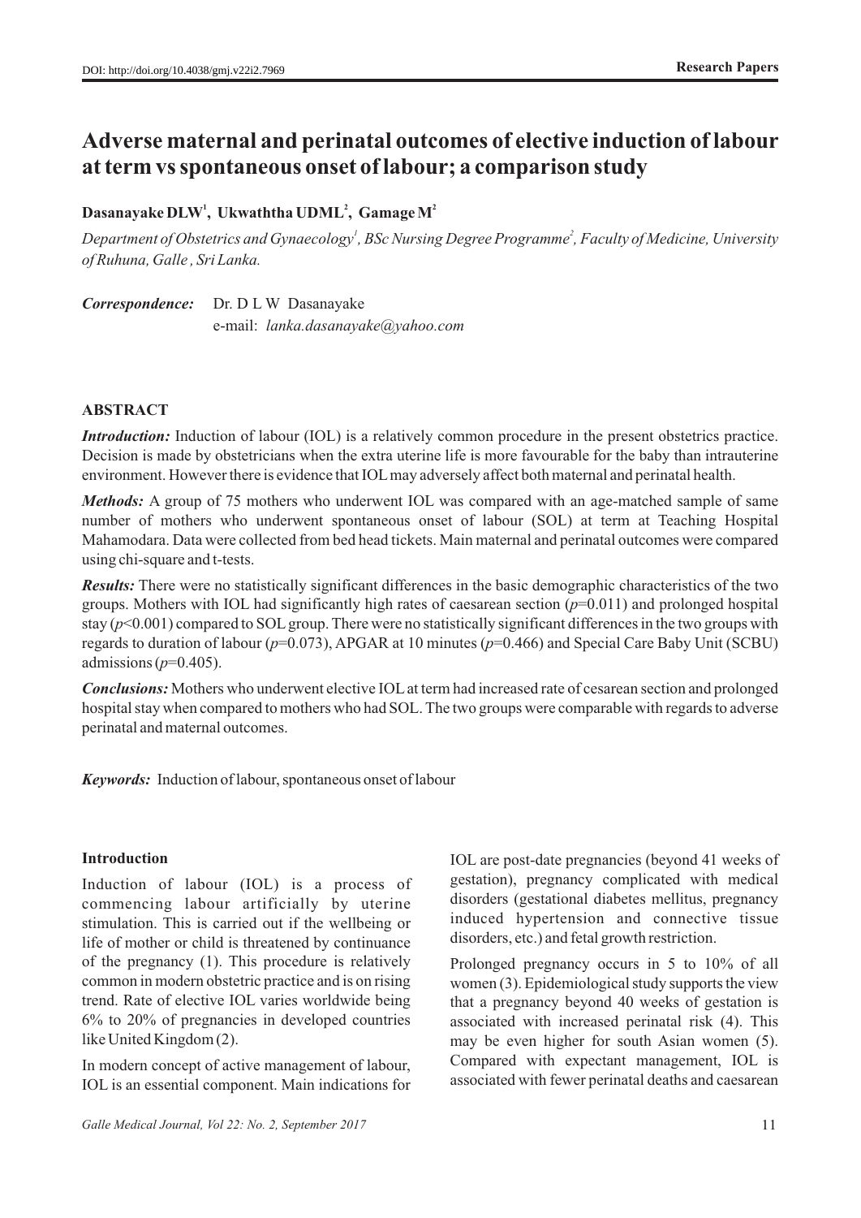DOI: http://doi.org/10.4038/gmj.v22i2.7969

**Research Papers**

# Adverse maternal and perinatal outcomes of elective induction of labour at term vs spontaneous onset of labour; a comparison study

**Dasanayake DLW[1], Ukwaththa UDML[2], Gamage M[2]**

*Department of Obstetrics and Gynaecology[1], BSc Nursing Degree Programme[2], Faculty of Medicine, University of Ruhuna, Galle , Sri Lanka.*

***Correspondence:*** Dr. D L W Dasanayake
e-mail: *lanka.dasanayake@yahoo.com*

## ABSTRACT

***Introduction:*** Induction of labour (IOL) is a relatively common procedure in the present obstetrics practice. Decision is made by obstetricians when the extra uterine life is more favourable for the baby than intrauterine environment. However there is evidence that IOL may adversely affect both maternal and perinatal health.

***Methods:*** A group of 75 mothers who underwent IOL was compared with an age-matched sample of same number of mothers who underwent spontaneous onset of labour (SOL) at term at Teaching Hospital Mahamodara. Data were collected from bed head tickets. Main maternal and perinatal outcomes were compared using chi-square and t-tests.

***Results:*** There were no statistically significant differences in the basic demographic characteristics of the two groups. Mothers with IOL had significantly high rates of caesarean section ($p$=0.011) and prolonged hospital stay ($p$<0.001) compared to SOL group. There were no statistically significant differences in the two groups with regards to duration of labour ($p$=0.073), APGAR at 10 minutes ($p$=0.466) and Special Care Baby Unit (SCBU) admissions ($p$=0.405).

***Conclusions:*** Mothers who underwent elective IOL at term had increased rate of cesarean section and prolonged hospital stay when compared to mothers who had SOL. The two groups were comparable with regards to adverse perinatal and maternal outcomes.

***Keywords:*** Induction of labour, spontaneous onset of labour

## Introduction

Induction of labour (IOL) is a process of commencing labour artificially by uterine stimulation. This is carried out if the wellbeing or life of mother or child is threatened by continuance of the pregnancy (1). This procedure is relatively common in modern obstetric practice and is on rising trend. Rate of elective IOL varies worldwide being 6% to 20% of pregnancies in developed countries like United Kingdom (2).

In modern concept of active management of labour, IOL is an essential component. Main indications for IOL are post-date pregnancies (beyond 41 weeks of gestation), pregnancy complicated with medical disorders (gestational diabetes mellitus, pregnancy induced hypertension and connective tissue disorders, etc.) and fetal growth restriction.

Prolonged pregnancy occurs in 5 to 10% of all women (3). Epidemiological study supports the view that a pregnancy beyond 40 weeks of gestation is associated with increased perinatal risk (4). This may be even higher for south Asian women (5). Compared with expectant management, IOL is associated with fewer perinatal deaths and caesarean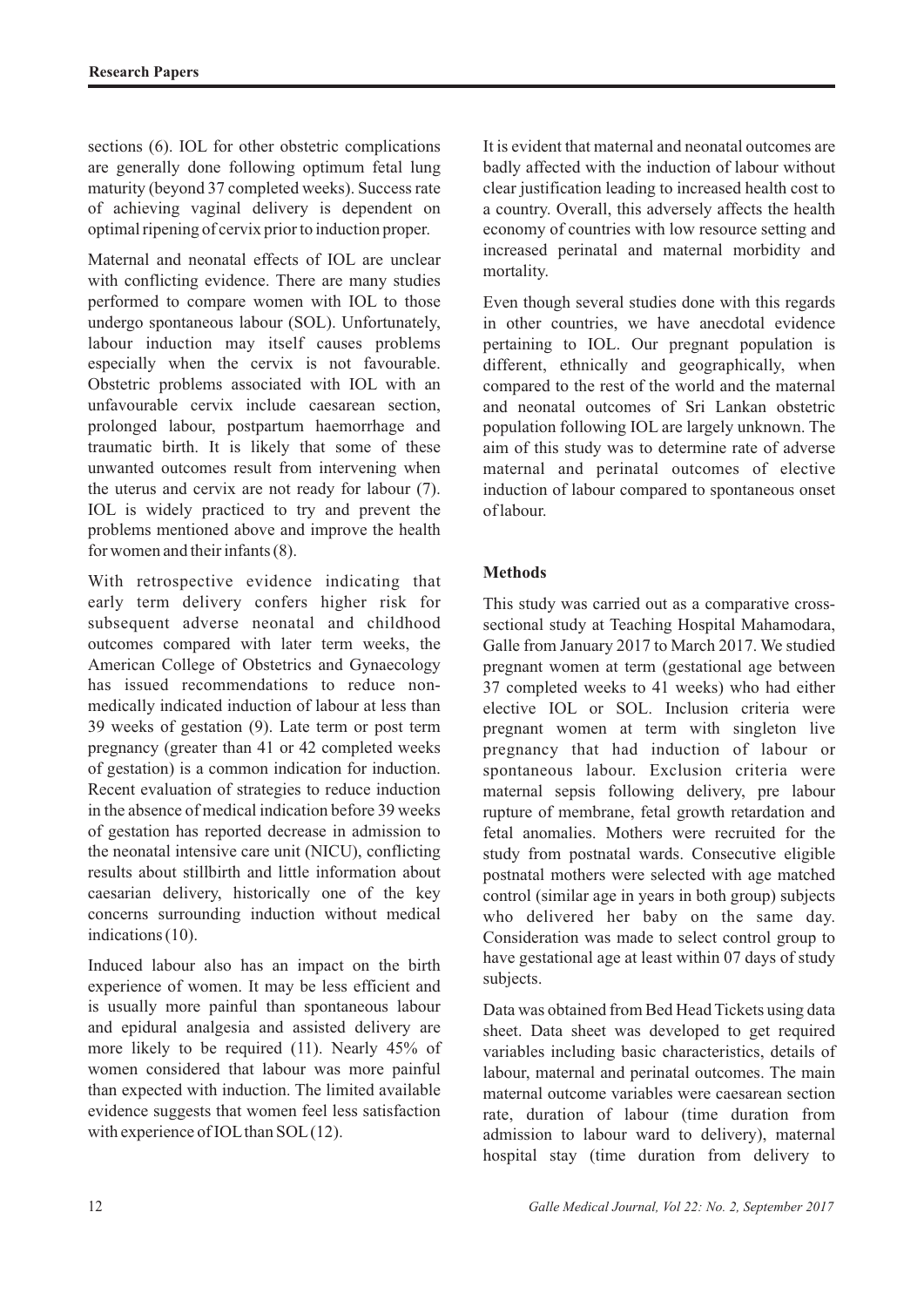sections (6). IOL for other obstetric complications are generally done following optimum fetal lung maturity (beyond 37 completed weeks). Success rate of achieving vaginal delivery is dependent on optimal ripening of cervix prior to induction proper.

Maternal and neonatal effects of IOL are unclear with conflicting evidence. There are many studies performed to compare women with IOL to those undergo spontaneous labour (SOL). Unfortunately, labour induction may itself causes problems especially when the cervix is not favourable. Obstetric problems associated with IOL with an unfavourable cervix include caesarean section, prolonged labour, postpartum haemorrhage and traumatic birth. It is likely that some of these unwanted outcomes result from intervening when the uterus and cervix are not ready for labour (7). IOL is widely practiced to try and prevent the problems mentioned above and improve the health for women and their infants (8).

With retrospective evidence indicating that early term delivery confers higher risk for subsequent adverse neonatal and childhood outcomes compared with later term weeks, the American College of Obstetrics and Gynaecology has issued recommendations to reduce non-medically indicated induction of labour at less than 39 weeks of gestation (9). Late term or post term pregnancy (greater than 41 or 42 completed weeks of gestation) is a common indication for induction. Recent evaluation of strategies to reduce induction in the absence of medical indication before 39 weeks of gestation has reported decrease in admission to the neonatal intensive care unit (NICU), conflicting results about stillbirth and little information about caesarian delivery, historically one of the key concerns surrounding induction without medical indications (10).

Induced labour also has an impact on the birth experience of women. It may be less efficient and is usually more painful than spontaneous labour and epidural analgesia and assisted delivery are more likely to be required (11). Nearly 45% of women considered that labour was more painful than expected with induction. The limited available evidence suggests that women feel less satisfaction with experience of IOL than SOL (12).

It is evident that maternal and neonatal outcomes are badly affected with the induction of labour without clear justification leading to increased health cost to a country. Overall, this adversely affects the health economy of countries with low resource setting and increased perinatal and maternal morbidity and mortality.

Even though several studies done with this regards in other countries, we have anecdotal evidence pertaining to IOL. Our pregnant population is different, ethnically and geographically, when compared to the rest of the world and the maternal and neonatal outcomes of Sri Lankan obstetric population following IOL are largely unknown. The aim of this study was to determine rate of adverse maternal and perinatal outcomes of elective induction of labour compared to spontaneous onset of labour.

## Methods

This study was carried out as a comparative cross-sectional study at Teaching Hospital Mahamodara, Galle from January 2017 to March 2017. We studied pregnant women at term (gestational age between 37 completed weeks to 41 weeks) who had either elective IOL or SOL. Inclusion criteria were pregnant women at term with singleton live pregnancy that had induction of labour or spontaneous labour. Exclusion criteria were maternal sepsis following delivery, pre labour rupture of membrane, fetal growth retardation and fetal anomalies. Mothers were recruited for the study from postnatal wards. Consecutive eligible postnatal mothers were selected with age matched control (similar age in years in both group) subjects who delivered her baby on the same day. Consideration was made to select control group to have gestational age at least within 07 days of study subjects.

Data was obtained from Bed Head Tickets using data sheet. Data sheet was developed to get required variables including basic characteristics, details of labour, maternal and perinatal outcomes. The main maternal outcome variables were caesarean section rate, duration of labour (time duration from admission to labour ward to delivery), maternal hospital stay (time duration from delivery to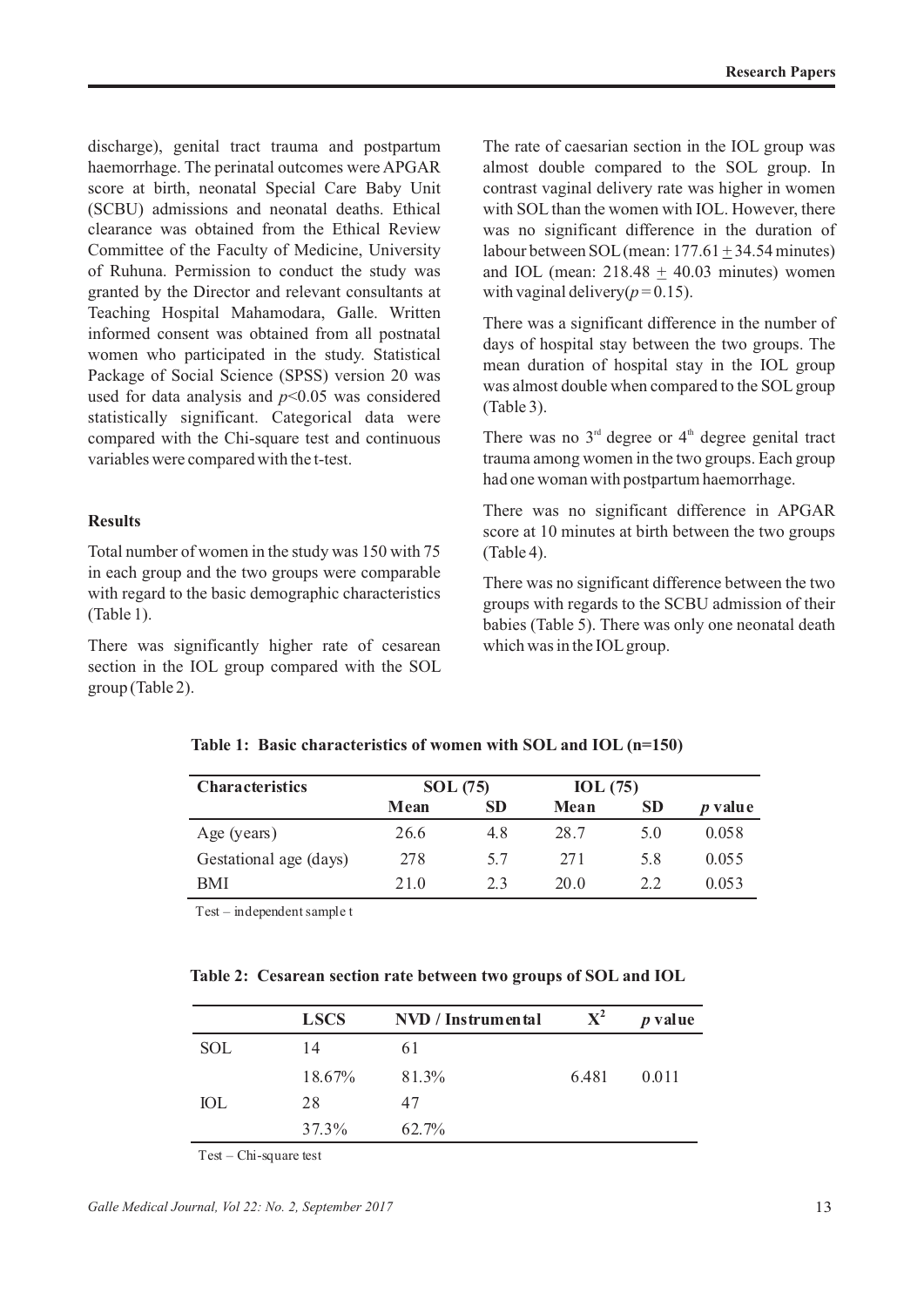discharge), genital tract trauma and postpartum haemorrhage. The perinatal outcomes were APGAR score at birth, neonatal Special Care Baby Unit (SCBU) admissions and neonatal deaths. Ethical clearance was obtained from the Ethical Review Committee of the Faculty of Medicine, University of Ruhuna. Permission to conduct the study was granted by the Director and relevant consultants at Teaching Hospital Mahamodara, Galle. Written informed consent was obtained from all postnatal women who participated in the study. Statistical Package of Social Science (SPSS) version 20 was used for data analysis and $p<0.05$ was considered statistically significant. Categorical data were compared with the Chi-square test and continuous variables were compared with the t-test.

## Results

Total number of women in the study was 150 with 75 in each group and the two groups were comparable with regard to the basic demographic characteristics (Table 1).

There was significantly higher rate of cesarean section in the IOL group compared with the SOL group (Table 2).

The rate of caesarian section in the IOL group was almost double compared to the SOL group. In contrast vaginal delivery rate was higher in women with SOL than the women with IOL. However, there was no significant difference in the duration of labour between SOL (mean: 177.61 $\pm$ 34.54 minutes) and IOL (mean: 218.48 $\pm$ 40.03 minutes) women with vaginal delivery($p=0.15$).

There was a significant difference in the number of days of hospital stay between the two groups. The mean duration of hospital stay in the IOL group was almost double when compared to the SOL group (Table 3).

There was no 3rd degree or 4th degree genital tract trauma among women in the two groups. Each group had one woman with postpartum haemorrhage.

There was no significant difference in APGAR score at 10 minutes at birth between the two groups (Table 4).

There was no significant difference between the two groups with regards to the SCBU admission of their babies (Table 5). There was only one neonatal death which was in the IOL group.

**Table 1: Basic characteristics of women with SOL and IOL (n=150)**

| Characteristics | SOL (75) | | IOL (75) | | |
|---|---|---|---|---|---|
| | Mean | SD | Mean | SD | *p* value |
| Age (years) | 26.6 | 4.8 | 28.7 | 5.0 | 0.058 |
| Gestational age (days) | 278 | 5.7 | 271 | 5.8 | 0.055 |
| BMI | 21.0 | 2.3 | 20.0 | 2.2 | 0.053 |

Test – independent sample t

**Table 2: Cesarean section rate between two groups of SOL and IOL**

| | LSCS | NVD / Instrumental | $X^2$ | *p* value |
|---|---|---|---|---|
| SOL | 14 | 61 | | |
| | 18.67% | 81.3% | 6.481 | 0.011 |
| IOL | 28 | 47 | | |
| | 37.3% | 62.7% | | |

Test – Chi-square test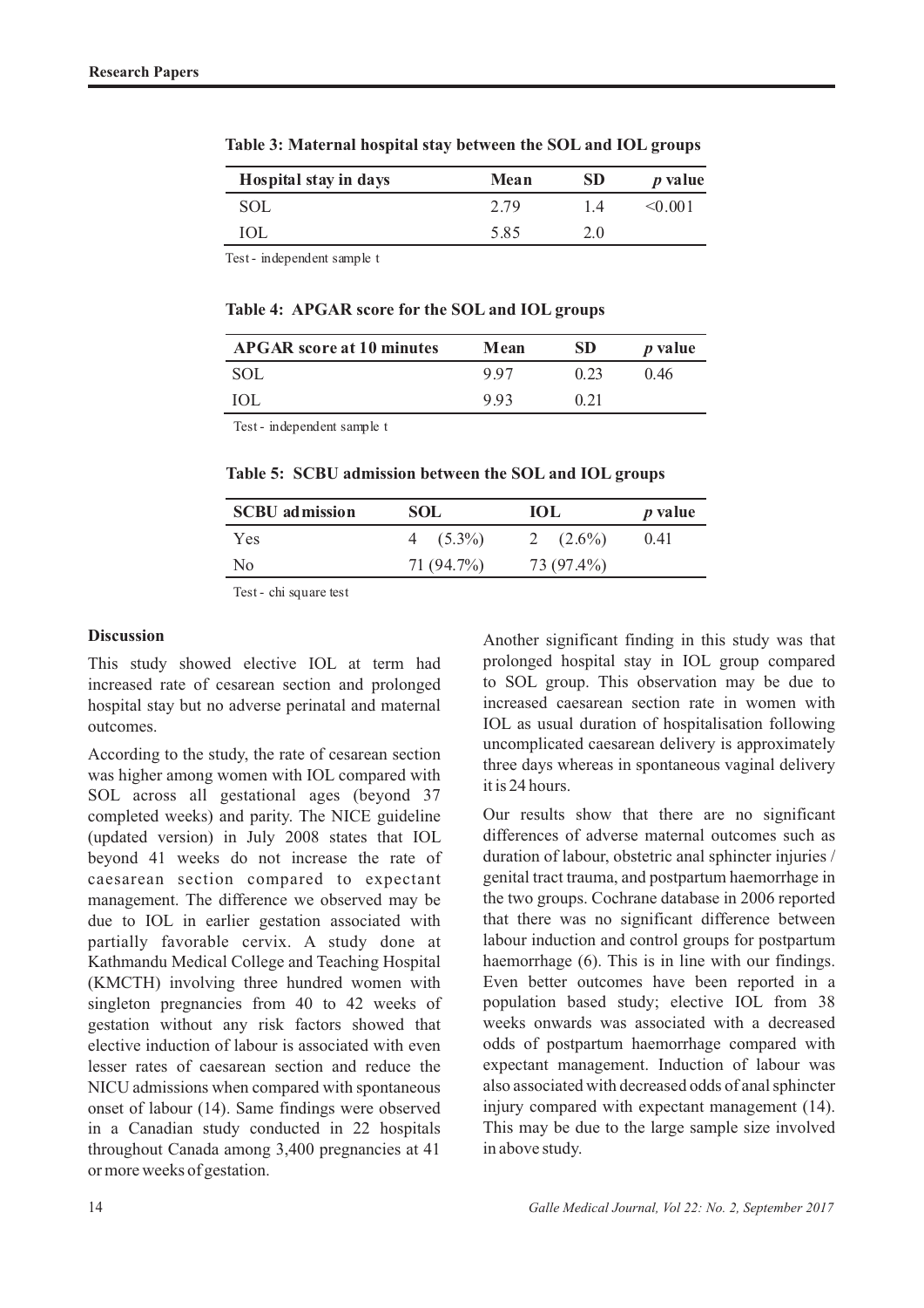**Table 3: Maternal hospital stay between the SOL and IOL groups**

| Hospital stay in days | Mean | SD | *p* value |
|---|---|---|---|
| SOL | 2.79 | 1.4 | <0.001 |
| IOL | 5.85 | 2.0 | |

Test - independent sample t

**Table 4: APGAR score for the SOL and IOL groups**

| APGAR score at 10 minutes | Mean | SD | *p* value |
|---|---|---|---|
| SOL | 9.97 | 0.23 | 0.46 |
| IOL | 9.93 | 0.21 | |

Test - independent sample t

**Table 5: SCBU admission between the SOL and IOL groups**

| SCBU admission | SOL | IOL | *p* value |
|---|---|---|---|
| Yes | 4 (5.3%) | 2 (2.6%) | 0.41 |
| No | 71 (94.7%) | 73 (97.4%) | |

Test - chi square test

## Discussion

This study showed elective IOL at term had increased rate of cesarean section and prolonged hospital stay but no adverse perinatal and maternal outcomes.

According to the study, the rate of cesarean section was higher among women with IOL compared with SOL across all gestational ages (beyond 37 completed weeks) and parity. The NICE guideline (updated version) in July 2008 states that IOL beyond 41 weeks do not increase the rate of caesarean section compared to expectant management. The difference we observed may be due to IOL in earlier gestation associated with partially favorable cervix. A study done at Kathmandu Medical College and Teaching Hospital (KMCTH) involving three hundred women with singleton pregnancies from 40 to 42 weeks of gestation without any risk factors showed that elective induction of labour is associated with even lesser rates of caesarean section and reduce the NICU admissions when compared with spontaneous onset of labour (14). Same findings were observed in a Canadian study conducted in 22 hospitals throughout Canada among 3,400 pregnancies at 41 or more weeks of gestation.

Another significant finding in this study was that prolonged hospital stay in IOL group compared to SOL group. This observation may be due to increased caesarean section rate in women with IOL as usual duration of hospitalisation following uncomplicated caesarean delivery is approximately three days whereas in spontaneous vaginal delivery it is 24 hours.

Our results show that there are no significant differences of adverse maternal outcomes such as duration of labour, obstetric anal sphincter injuries / genital tract trauma, and postpartum haemorrhage in the two groups. Cochrane database in 2006 reported that there was no significant difference between labour induction and control groups for postpartum haemorrhage (6). This is in line with our findings. Even better outcomes have been reported in a population based study; elective IOL from 38 weeks onwards was associated with a decreased odds of postpartum haemorrhage compared with expectant management. Induction of labour was also associated with decreased odds of anal sphincter injury compared with expectant management (14). This may be due to the large sample size involved in above study.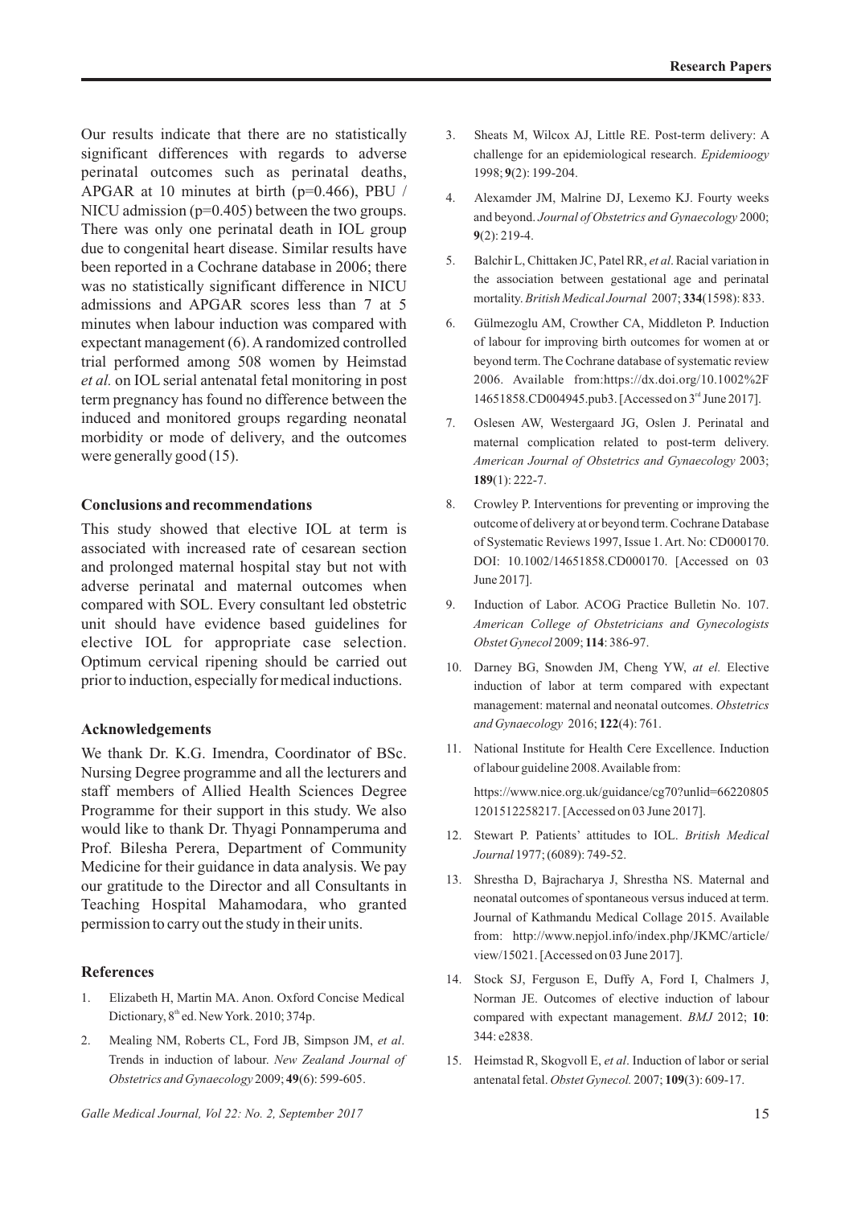Our results indicate that there are no statistically significant differences with regards to adverse perinatal outcomes such as perinatal deaths, APGAR at 10 minutes at birth (p=0.466), PBU / NICU admission (p=0.405) between the two groups. There was only one perinatal death in IOL group due to congenital heart disease. Similar results have been reported in a Cochrane database in 2006; there was no statistically significant difference in NICU admissions and APGAR scores less than 7 at 5 minutes when labour induction was compared with expectant management (6). A randomized controlled trial performed among 508 women by Heimstad *et al.* on IOL serial antenatal fetal monitoring in post term pregnancy has found no difference between the induced and monitored groups regarding neonatal morbidity or mode of delivery, and the outcomes were generally good (15).

### Conclusions and recommendations

This study showed that elective IOL at term is associated with increased rate of cesarean section and prolonged maternal hospital stay but not with adverse perinatal and maternal outcomes when compared with SOL. Every consultant led obstetric unit should have evidence based guidelines for elective IOL for appropriate case selection. Optimum cervical ripening should be carried out prior to induction, especially for medical inductions.

### Acknowledgements

We thank Dr. K.G. Imendra, Coordinator of BSc. Nursing Degree programme and all the lecturers and staff members of Allied Health Sciences Degree Programme for their support in this study. We also would like to thank Dr. Thyagi Ponnamperuma and Prof. Bilesha Perera, Department of Community Medicine for their guidance in data analysis. We pay our gratitude to the Director and all Consultants in Teaching Hospital Mahamodara, who granted permission to carry out the study in their units.

### References

1. Elizabeth H, Martin MA. Anon. Oxford Concise Medical Dictionary, 8th ed. New York. 2010; 374p.
2. Mealing NM, Roberts CL, Ford JB, Simpson JM, *et al*. Trends in induction of labour. *New Zealand Journal of Obstetrics and Gynaecology* 2009; **49**(6): 599-605.
3. Sheats M, Wilcox AJ, Little RE. Post-term delivery: A challenge for an epidemiological research. *Epidemioogy* 1998; **9**(2): 199-204.
4. Alexamder JM, Malrine DJ, Lexemo KJ. Fourty weeks and beyond. *Journal of Obstetrics and Gynaecology* 2000; **9**(2): 219-4.
5. Balchir L, Chittaken JC, Patel RR, *et al*. Racial variation in the association between gestational age and perinatal mortality. *British Medical Journal* 2007; **334**(1598): 833.
6. Gülmezoglu AM, Crowther CA, Middleton P. Induction of labour for improving birth outcomes for women at or beyond term. The Cochrane database of systematic review 2006. Available from:https://dx.doi.org/10.1002%2F14651858.CD004945.pub3. [Accessed on 3rd June 2017].
7. Oslesen AW, Westergaard JG, Oslen J. Perinatal and maternal complication related to post-term delivery. *American Journal of Obstetrics and Gynaecology* 2003; **189**(1): 222-7.
8. Crowley P. Interventions for preventing or improving the outcome of delivery at or beyond term. Cochrane Database of Systematic Reviews 1997, Issue 1. Art. No: CD000170. DOI: 10.1002/14651858.CD000170. [Accessed on 03 June 2017].
9. Induction of Labor. ACOG Practice Bulletin No. 107. *American College of Obstetricians and Gynecologists Obstet Gynecol* 2009; **114**: 386-97.
10. Darney BG, Snowden JM, Cheng YW, *at el.* Elective induction of labor at term compared with expectant management: maternal and neonatal outcomes. *Obstetrics and Gynaecology* 2016; **122**(4): 761.
11. National Institute for Health Cere Excellence. Induction of labour guideline 2008. Available from: https://www.nice.org.uk/guidance/cg70?unlid=662208051201512258217. [Accessed on 03 June 2017].
12. Stewart P. Patients' attitudes to IOL. *British Medical Journal* 1977; (6089): 749-52.
13. Shrestha D, Bajracharya J, Shrestha NS. Maternal and neonatal outcomes of spontaneous versus induced at term. Journal of Kathmandu Medical Collage 2015. Available from: http://www.nepjol.info/index.php/JKMC/article/view/15021. [Accessed on 03 June 2017].
14. Stock SJ, Ferguson E, Duffy A, Ford I, Chalmers J, Norman JE. Outcomes of elective induction of labour compared with expectant management. *BMJ* 2012; **10**: 344: e2838.
15. Heimstad R, Skogvoll E, *et al*. Induction of labor or serial antenatal fetal. *Obstet Gynecol.* 2007; **109**(3): 609-17.